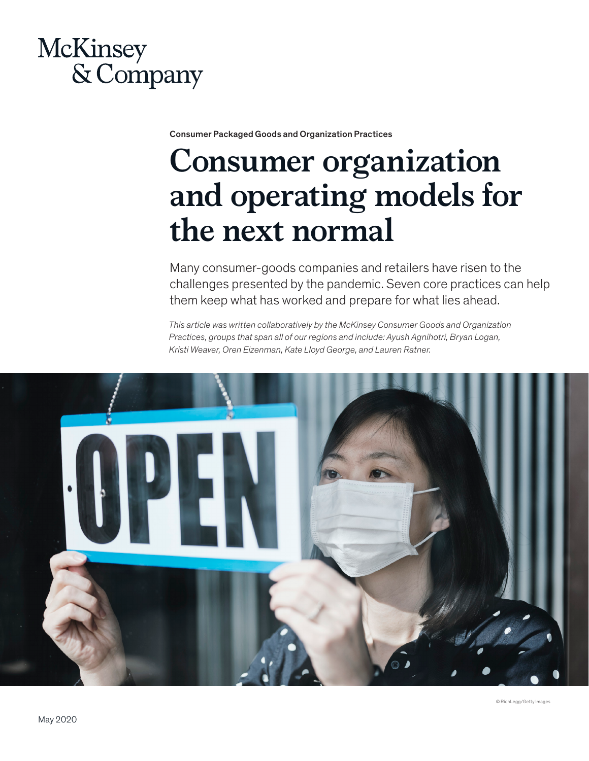McKinsey & Company

Consumer Packaged Goods and Organization Practices

# Consumer organization and operating models for the next normal

Many consumer-goods companies and retailers have risen to the challenges presented by the pandemic. Seven core practices can help them keep what has worked and prepare for what lies ahead.

*This article was written collaboratively by the McKinsey Consumer Goods and Organization Practices, groups that span all of our regions and include: Ayush Agnihotri, Bryan Logan, Kristi Weaver, Oren Eizenman, Kate Lloyd George, and Lauren Ratner.*

© RichLegg/Getty Images

May 2020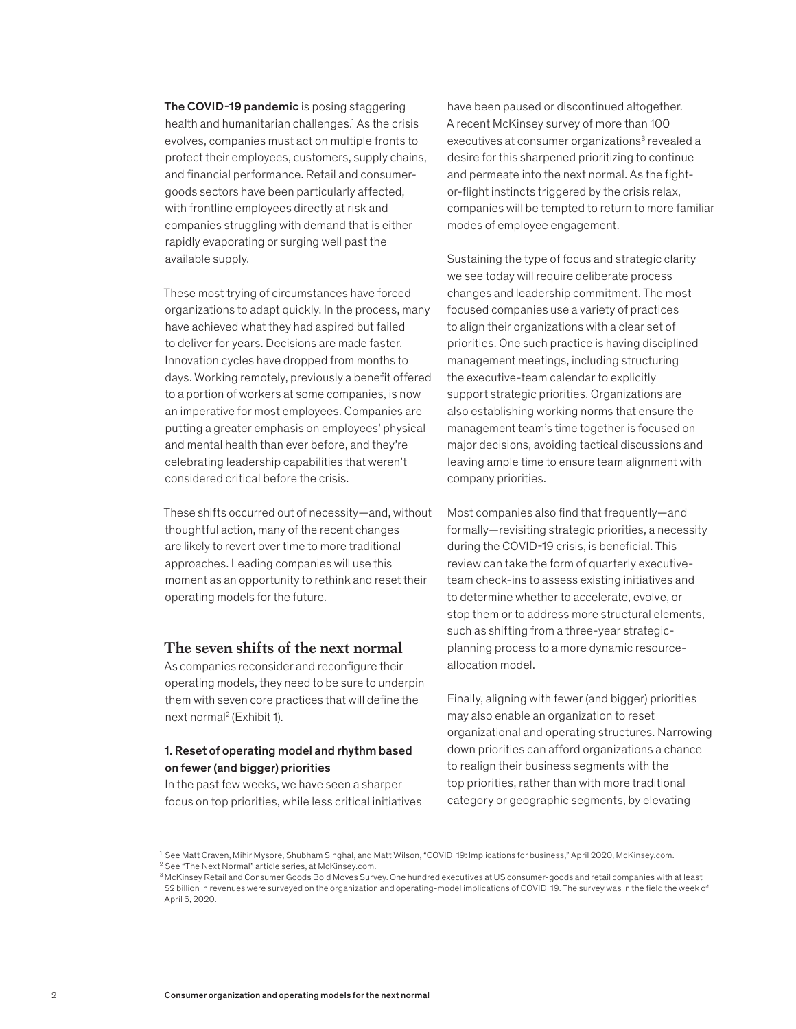**The COVID-19 pandemic** is posing staggering health and humanitarian challenges.[1] As the crisis evolves, companies must act on multiple fronts to protect their employees, customers, supply chains, and financial performance. Retail and consumer-goods sectors have been particularly affected, with frontline employees directly at risk and companies struggling with demand that is either rapidly evaporating or surging well past the available supply.

These most trying of circumstances have forced organizations to adapt quickly. In the process, many have achieved what they had aspired but failed to deliver for years. Decisions are made faster. Innovation cycles have dropped from months to days. Working remotely, previously a benefit offered to a portion of workers at some companies, is now an imperative for most employees. Companies are putting a greater emphasis on employees' physical and mental health than ever before, and they're celebrating leadership capabilities that weren't considered critical before the crisis.

These shifts occurred out of necessity—and, without thoughtful action, many of the recent changes are likely to revert over time to more traditional approaches. Leading companies will use this moment as an opportunity to rethink and reset their operating models for the future.

## The seven shifts of the next normal

As companies reconsider and reconfigure their operating models, they need to be sure to underpin them with seven core practices that will define the next normal[2] (Exhibit 1).

### 1. Reset of operating model and rhythm based on fewer (and bigger) priorities

In the past few weeks, we have seen a sharper focus on top priorities, while less critical initiatives have been paused or discontinued altogether. A recent McKinsey survey of more than 100 executives at consumer organizations[3] revealed a desire for this sharpened prioritizing to continue and permeate into the next normal. As the fight-or-flight instincts triggered by the crisis relax, companies will be tempted to return to more familiar modes of employee engagement.

Sustaining the type of focus and strategic clarity we see today will require deliberate process changes and leadership commitment. The most focused companies use a variety of practices to align their organizations with a clear set of priorities. One such practice is having disciplined management meetings, including structuring the executive-team calendar to explicitly support strategic priorities. Organizations are also establishing working norms that ensure the management team's time together is focused on major decisions, avoiding tactical discussions and leaving ample time to ensure team alignment with company priorities.

Most companies also find that frequently—and formally—revisiting strategic priorities, a necessity during the COVID-19 crisis, is beneficial. This review can take the form of quarterly executive-team check-ins to assess existing initiatives and to determine whether to accelerate, evolve, or stop them or to address more structural elements, such as shifting from a three-year strategic-planning process to a more dynamic resource-allocation model.

Finally, aligning with fewer (and bigger) priorities may also enable an organization to reset organizational and operating structures. Narrowing down priorities can afford organizations a chance to realign their business segments with the top priorities, rather than with more traditional category or geographic segments, by elevating

---

[1] See Matt Craven, Mihir Mysore, Shubham Singhal, and Matt Wilson, "COVID-19: Implications for business," April 2020, McKinsey.com.

[2] See "The Next Normal" article series, at McKinsey.com.

[3] McKinsey Retail and Consumer Goods Bold Moves Survey. One hundred executives at US consumer-goods and retail companies with at least $2 billion in revenues were surveyed on the organization and operating-model implications of COVID-19. The survey was in the field the week of April 6, 2020.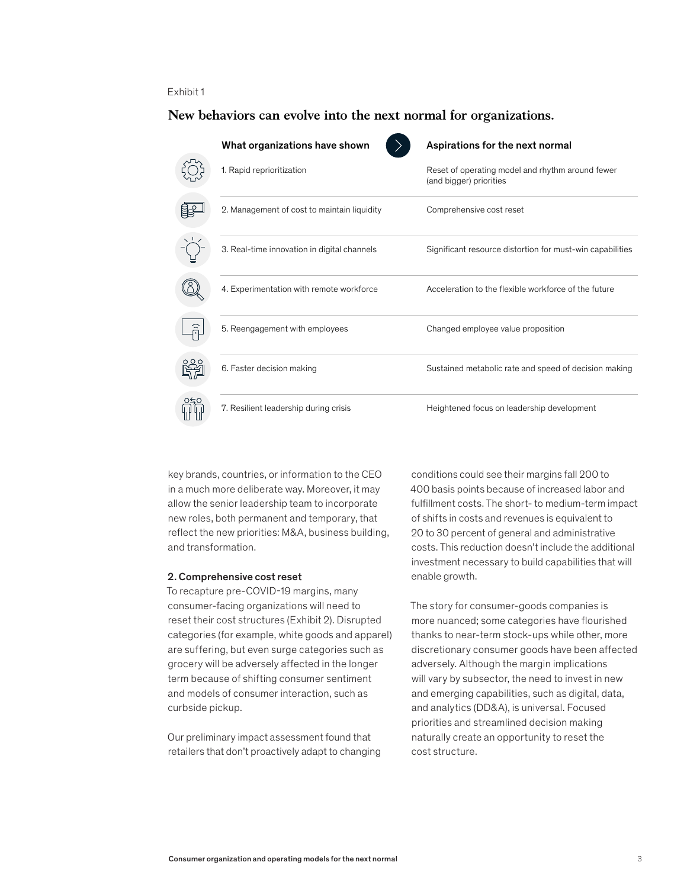Exhibit 1

**New behaviors can evolve into the next normal for organizations.**

| What organizations have shown | Aspirations for the next normal |
| --- | --- |
| 1. Rapid reprioritization | Reset of operating model and rhythm around fewer (and bigger) priorities |
| 2. Management of cost to maintain liquidity | Comprehensive cost reset |
| 3. Real-time innovation in digital channels | Significant resource distortion for must-win capabilities |
| 4. Experimentation with remote workforce | Acceleration to the flexible workforce of the future |
| 5. Reengagement with employees | Changed employee value proposition |
| 6. Faster decision making | Sustained metabolic rate and speed of decision making |
| 7. Resilient leadership during crisis | Heightened focus on leadership development |

key brands, countries, or information to the CEO in a much more deliberate way. Moreover, it may allow the senior leadership team to incorporate new roles, both permanent and temporary, that reflect the new priorities: M&A, business building, and transformation.

### 2. Comprehensive cost reset

To recapture pre-COVID-19 margins, many consumer-facing organizations will need to reset their cost structures (Exhibit 2). Disrupted categories (for example, white goods and apparel) are suffering, but even surge categories such as grocery will be adversely affected in the longer term because of shifting consumer sentiment and models of consumer interaction, such as curbside pickup.

Our preliminary impact assessment found that retailers that don't proactively adapt to changing conditions could see their margins fall 200 to 400 basis points because of increased labor and fulfillment costs. The short- to medium-term impact of shifts in costs and revenues is equivalent to 20 to 30 percent of general and administrative costs. This reduction doesn't include the additional investment necessary to build capabilities that will enable growth.

The story for consumer-goods companies is more nuanced; some categories have flourished thanks to near-term stock-ups while other, more discretionary consumer goods have been affected adversely. Although the margin implications will vary by subsector, the need to invest in new and emerging capabilities, such as digital, data, and analytics (DD&A), is universal. Focused priorities and streamlined decision making naturally create an opportunity to reset the cost structure.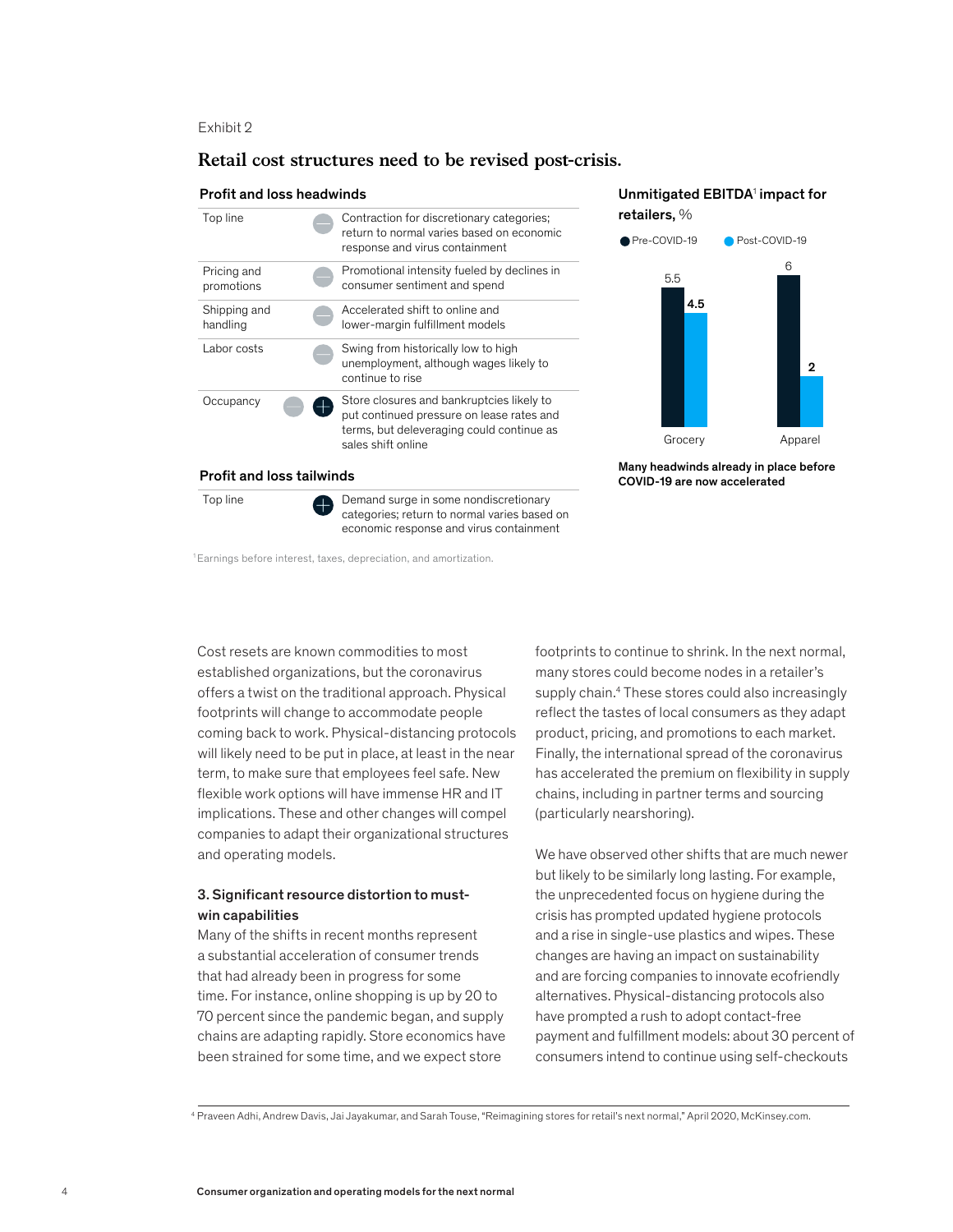Exhibit 2

## Retail cost structures need to be revised post-crisis.

**Profit and loss headwinds**

| | | |
|---|---|---|
| Top line | – | Contraction for discretionary categories; return to normal varies based on economic response and virus containment |
| Pricing and promotions | – | Promotional intensity fueled by declines in consumer sentiment and spend |
| Shipping and handling | – | Accelerated shift to online and lower-margin fulfillment models |
| Labor costs | – | Swing from historically low to high unemployment, although wages likely to continue to rise |
| Occupancy | – + | Store closures and bankruptcies likely to put continued pressure on lease rates and terms, but deleveraging could continue as sales shift online |

**Profit and loss tailwinds**

| | | |
|---|---|---|
| Top line | + | Demand surge in some nondiscretionary categories; return to normal varies based on economic response and virus containment |

**Unmitigated EBITDA[1] impact for retailers, %**

| | Pre-COVID-19 | Post-COVID-19 |
|---|---|---|
| Grocery | 5.5 | 4.5 |
| Apparel | 6 | 2 |

**Many headwinds already in place before COVID-19 are now accelerated**

[1]Earnings before interest, taxes, depreciation, and amortization.

Cost resets are known commodities to most established organizations, but the coronavirus offers a twist on the traditional approach. Physical footprints will change to accommodate people coming back to work. Physical-distancing protocols will likely need to be put in place, at least in the near term, to make sure that employees feel safe. New flexible work options will have immense HR and IT implications. These and other changes will compel companies to adapt their organizational structures and operating models.

### 3. Significant resource distortion to must-win capabilities

Many of the shifts in recent months represent a substantial acceleration of consumer trends that had already been in progress for some time. For instance, online shopping is up by 20 to 70 percent since the pandemic began, and supply chains are adapting rapidly. Store economics have been strained for some time, and we expect store footprints to continue to shrink. In the next normal, many stores could become nodes in a retailer's supply chain.[4] These stores could also increasingly reflect the tastes of local consumers as they adapt product, pricing, and promotions to each market. Finally, the international spread of the coronavirus has accelerated the premium on flexibility in supply chains, including in partner terms and sourcing (particularly nearshoring).

We have observed other shifts that are much newer but likely to be similarly long lasting. For example, the unprecedented focus on hygiene during the crisis has prompted updated hygiene protocols and a rise in single-use plastics and wipes. These changes are having an impact on sustainability and are forcing companies to innovate ecofriendly alternatives. Physical-distancing protocols also have prompted a rush to adopt contact-free payment and fulfillment models: about 30 percent of consumers intend to continue using self-checkouts

[4] Praveen Adhi, Andrew Davis, Jai Jayakumar, and Sarah Touse, "Reimagining stores for retail's next normal," April 2020, McKinsey.com.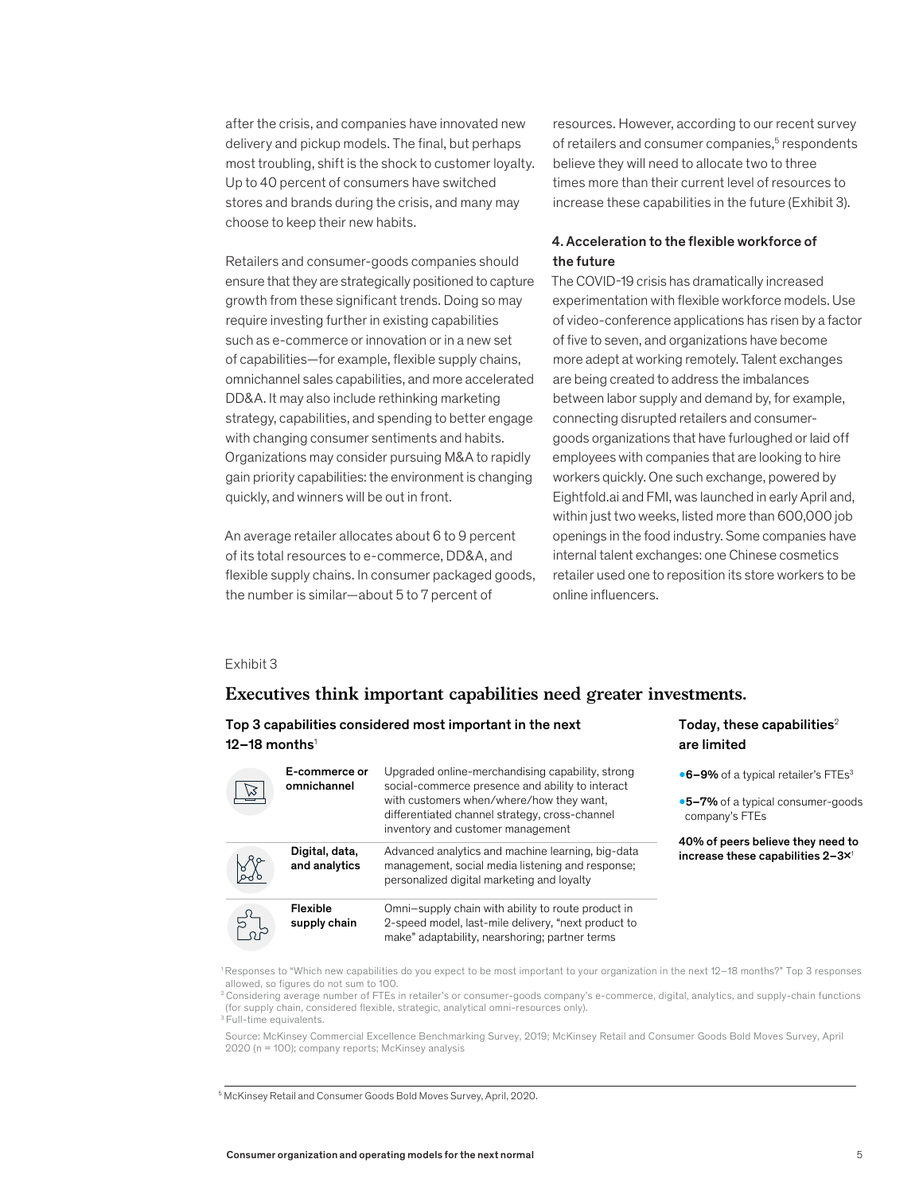after the crisis, and companies have innovated new delivery and pickup models. The final, but perhaps most troubling, shift is the shock to customer loyalty. Up to 40 percent of consumers have switched stores and brands during the crisis, and many may choose to keep their new habits.

Retailers and consumer-goods companies should ensure that they are strategically positioned to capture growth from these significant trends. Doing so may require investing further in existing capabilities such as e-commerce or innovation or in a new set of capabilities—for example, flexible supply chains, omnichannel sales capabilities, and more accelerated DD&A. It may also include rethinking marketing strategy, capabilities, and spending to better engage with changing consumer sentiments and habits. Organizations may consider pursuing M&A to rapidly gain priority capabilities: the environment is changing quickly, and winners will be out in front.

An average retailer allocates about 6 to 9 percent of its total resources to e-commerce, DD&A, and flexible supply chains. In consumer packaged goods, the number is similar—about 5 to 7 percent of resources. However, according to our recent survey of retailers and consumer companies,[5] respondents believe they will need to allocate two to three times more than their current level of resources to increase these capabilities in the future (Exhibit 3).

### 4. Acceleration to the flexible workforce of the future

The COVID-19 crisis has dramatically increased experimentation with flexible workforce models. Use of video-conference applications has risen by a factor of five to seven, and organizations have become more adept at working remotely. Talent exchanges are being created to address the imbalances between labor supply and demand by, for example, connecting disrupted retailers and consumer-goods organizations that have furloughed or laid off employees with companies that are looking to hire workers quickly. One such exchange, powered by Eightfold.ai and FMI, was launched in early April and, within just two weeks, listed more than 600,000 job openings in the food industry. Some companies have internal talent exchanges: one Chinese cosmetics retailer used one to reposition its store workers to be online influencers.

Exhibit 3

## Executives think important capabilities need greater investments.

**Top 3 capabilities considered most important in the next 12–18 months**[1]

| Capability | Description |
|---|---|
| **E-commerce or omnichannel** | Upgraded online-merchandising capability, strong social-commerce presence and ability to interact with customers when/where/how they want, differentiated channel strategy, cross-channel inventory and customer management |
| **Digital, data, and analytics** | Advanced analytics and machine learning, big-data management, social media listening and response; personalized digital marketing and loyalty |
| **Flexible supply chain** | Omni–supply chain with ability to route product in 2-speed model, last-mile delivery, "next product to make" adaptability, nearshoring; partner terms |

**Today, these capabilities[2] are limited**

- **6–9%** of a typical retailer's FTEs[3]
- **5–7%** of a typical consumer-goods company's FTEs

**40% of peers believe they need to increase these capabilities 2–3×**[1]

[1] Responses to "Which new capabilities do you expect to be most important to your organization in the next 12–18 months?" Top 3 responses allowed, so figures do not sum to 100.
[2] Considering average number of FTEs in retailer's or consumer-goods company's e-commerce, digital, analytics, and supply-chain functions (for supply chain, considered flexible, strategic, analytical omni-resources only).
[3] Full-time equivalents.

Source: McKinsey Commercial Excellence Benchmarking Survey, 2019; McKinsey Retail and Consumer Goods Bold Moves Survey, April 2020 (n = 100); company reports; McKinsey analysis

[5] McKinsey Retail and Consumer Goods Bold Moves Survey, April, 2020.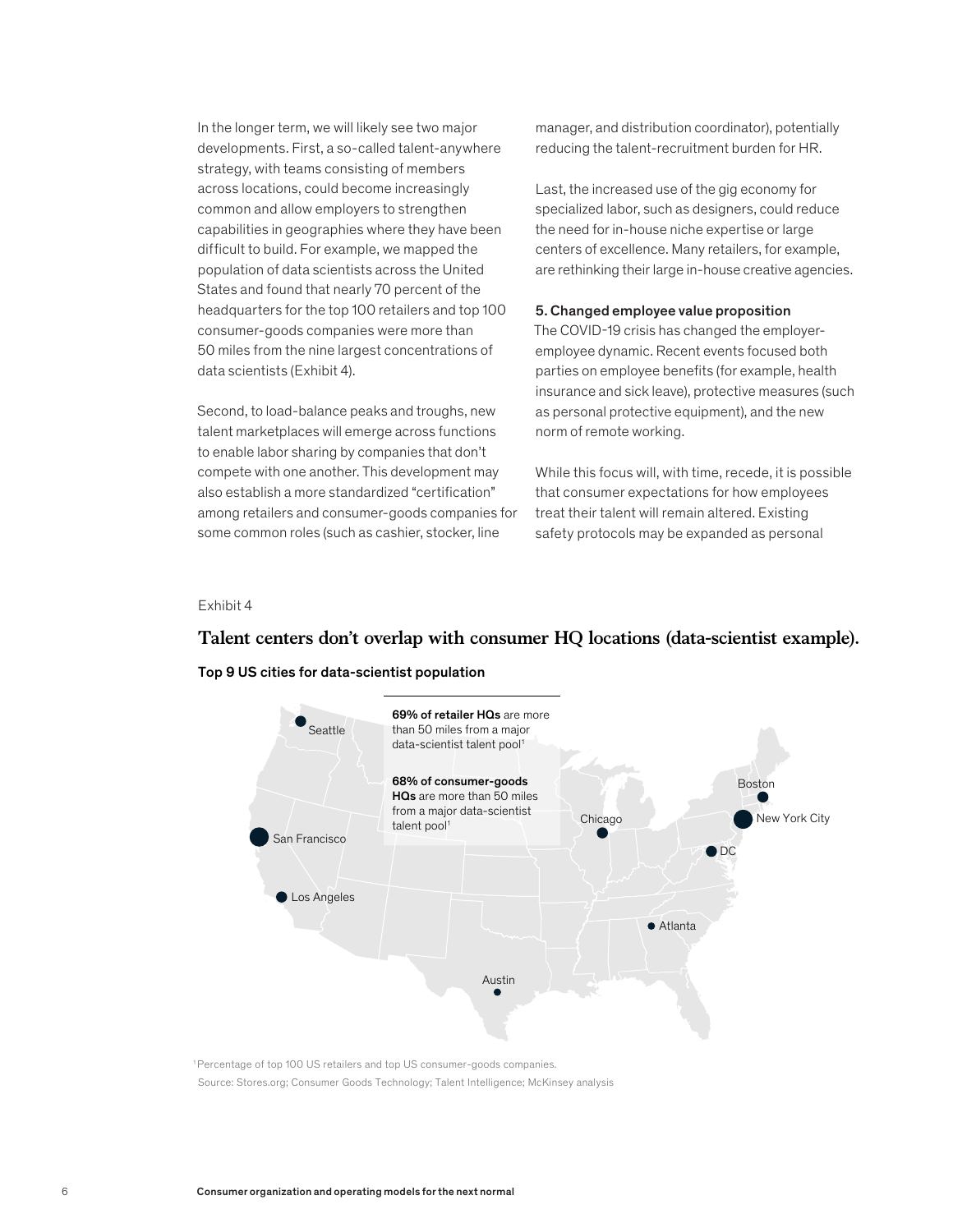In the longer term, we will likely see two major developments. First, a so-called talent-anywhere strategy, with teams consisting of members across locations, could become increasingly common and allow employers to strengthen capabilities in geographies where they have been difficult to build. For example, we mapped the population of data scientists across the United States and found that nearly 70 percent of the headquarters for the top 100 retailers and top 100 consumer-goods companies were more than 50 miles from the nine largest concentrations of data scientists (Exhibit 4).

Second, to load-balance peaks and troughs, new talent marketplaces will emerge across functions to enable labor sharing by companies that don't compete with one another. This development may also establish a more standardized "certification" among retailers and consumer-goods companies for some common roles (such as cashier, stocker, line manager, and distribution coordinator), potentially reducing the talent-recruitment burden for HR.

Last, the increased use of the gig economy for specialized labor, such as designers, could reduce the need for in-house niche expertise or large centers of excellence. Many retailers, for example, are rethinking their large in-house creative agencies.

**5. Changed employee value proposition**

The COVID-19 crisis has changed the employer-employee dynamic. Recent events focused both parties on employee benefits (for example, health insurance and sick leave), protective measures (such as personal protective equipment), and the new norm of remote working.

While this focus will, with time, recede, it is possible that consumer expectations for how employees treat their talent will remain altered. Existing safety protocols may be expanded as personal

Exhibit 4

## Talent centers don't overlap with consumer HQ locations (data-scientist example).

**Top 9 US cities for data-scientist population**

**69% of retailer HQs** are more than 50 miles from a major data-scientist talent pool[1]

**68% of consumer-goods HQs** are more than 50 miles from a major data-scientist talent pool[1]

Seattle, San Francisco, Los Angeles, Austin, Chicago, Atlanta, DC, New York City, Boston

[1]Percentage of top 100 US retailers and top US consumer-goods companies.

Source: Stores.org; Consumer Goods Technology; Talent Intelligence; McKinsey analysis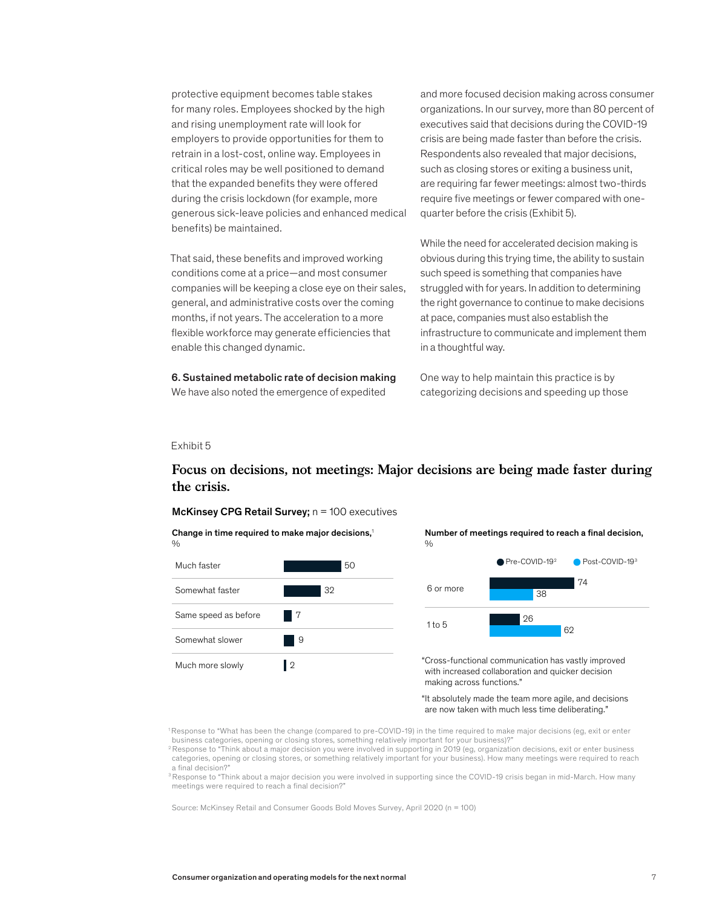protective equipment becomes table stakes for many roles. Employees shocked by the high and rising unemployment rate will look for employers to provide opportunities for them to retrain in a lost-cost, online way. Employees in critical roles may be well positioned to demand that the expanded benefits they were offered during the crisis lockdown (for example, more generous sick-leave policies and enhanced medical benefits) be maintained.

That said, these benefits and improved working conditions come at a price—and most consumer companies will be keeping a close eye on their sales, general, and administrative costs over the coming months, if not years. The acceleration to a more flexible workforce may generate efficiencies that enable this changed dynamic.

**6. Sustained metabolic rate of decision making**

We have also noted the emergence of expedited and more focused decision making across consumer organizations. In our survey, more than 80 percent of executives said that decisions during the COVID-19 crisis are being made faster than before the crisis. Respondents also revealed that major decisions, such as closing stores or exiting a business unit, are requiring far fewer meetings: almost two-thirds require five meetings or fewer compared with one-quarter before the crisis (Exhibit 5).

While the need for accelerated decision making is obvious during this trying time, the ability to sustain such speed is something that companies have struggled with for years. In addition to determining the right governance to continue to make decisions at pace, companies must also establish the infrastructure to communicate and implement them in a thoughtful way.

One way to help maintain this practice is by categorizing decisions and speeding up those

Exhibit 5

## Focus on decisions, not meetings: Major decisions are being made faster during the crisis.

**McKinsey CPG Retail Survey;** n = 100 executives

**Change in time required to make major decisions,**[1] %

| | % |
|---|---|
| Much faster | 50 |
| Somewhat faster | 32 |
| Same speed as before | 7 |
| Somewhat slower | 9 |
| Much more slowly | 2 |

**Number of meetings required to reach a final decision,** %

| | Pre-COVID-19[2] | Post-COVID-19[3] |
|---|---|---|
| 6 or more | 74 | 38 |
| 1 to 5 | 26 | 62 |

"Cross-functional communication has vastly improved with increased collaboration and quicker decision making across functions."

"It absolutely made the team more agile, and decisions are now taken with much less time deliberating."

[1] Response to "What has been the change (compared to pre-COVID-19) in the time required to make major decisions (eg, exit or enter business categories, opening or closing stores, something relatively important for your business)?"

[2] Response to "Think about a major decision you were involved in supporting in 2019 (eg, organization decisions, exit or enter business categories, opening or closing stores, or something relatively important for your business). How many meetings were required to reach a final decision?"

[3] Response to "Think about a major decision you were involved in supporting since the COVID-19 crisis began in mid-March. How many meetings were required to reach a final decision?"

Source: McKinsey Retail and Consumer Goods Bold Moves Survey, April 2020 (n = 100)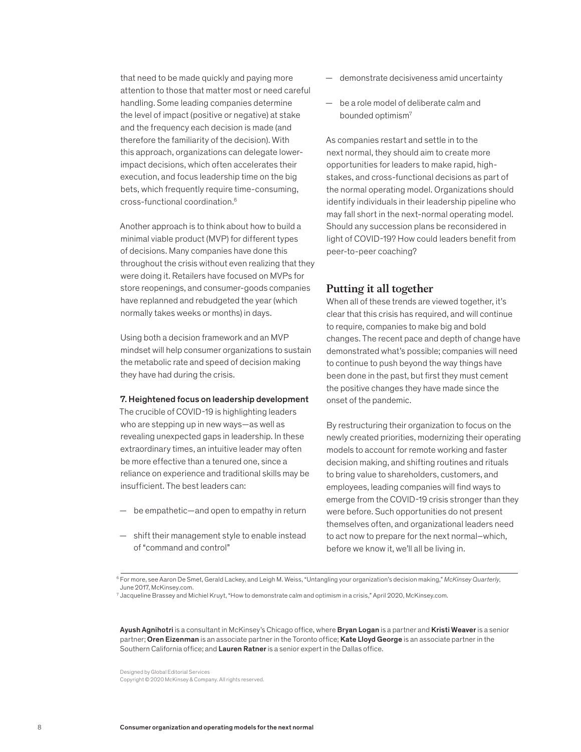that need to be made quickly and paying more attention to those that matter most or need careful handling. Some leading companies determine the level of impact (positive or negative) at stake and the frequency each decision is made (and therefore the familiarity of the decision). With this approach, organizations can delegate lower-impact decisions, which often accelerates their execution, and focus leadership time on the big bets, which frequently require time-consuming, cross-functional coordination.[6]

Another approach is to think about how to build a minimal viable product (MVP) for different types of decisions. Many companies have done this throughout the crisis without even realizing that they were doing it. Retailers have focused on MVPs for store reopenings, and consumer-goods companies have replanned and rebudgeted the year (which normally takes weeks or months) in days.

Using both a decision framework and an MVP mindset will help consumer organizations to sustain the metabolic rate and speed of decision making they have had during the crisis.

**7. Heightened focus on leadership development**

The crucible of COVID-19 is highlighting leaders who are stepping up in new ways—as well as revealing unexpected gaps in leadership. In these extraordinary times, an intuitive leader may often be more effective than a tenured one, since a reliance on experience and traditional skills may be insufficient. The best leaders can:

— be empathetic—and open to empathy in return

— shift their management style to enable instead of "command and control"

— demonstrate decisiveness amid uncertainty

— be a role model of deliberate calm and bounded optimism[7]

As companies restart and settle in to the next normal, they should aim to create more opportunities for leaders to make rapid, high-stakes, and cross-functional decisions as part of the normal operating model. Organizations should identify individuals in their leadership pipeline who may fall short in the next-normal operating model. Should any succession plans be reconsidered in light of COVID-19? How could leaders benefit from peer-to-peer coaching?

## Putting it all together

When all of these trends are viewed together, it's clear that this crisis has required, and will continue to require, companies to make big and bold changes. The recent pace and depth of change have demonstrated what's possible; companies will need to continue to push beyond the way things have been done in the past, but first they must cement the positive changes they have made since the onset of the pandemic.

By restructuring their organization to focus on the newly created priorities, modernizing their operating models to account for remote working and faster decision making, and shifting routines and rituals to bring value to shareholders, customers, and employees, leading companies will find ways to emerge from the COVID-19 crisis stronger than they were before. Such opportunities do not present themselves often, and organizational leaders need to act now to prepare for the next normal—which, before we know it, we'll all be living in.

---

[6] For more, see Aaron De Smet, Gerald Lackey, and Leigh M. Weiss, "Untangling your organization's decision making," *McKinsey Quarterly*, June 2017, McKinsey.com.

[7] Jacqueline Brassey and Michiel Kruyt, "How to demonstrate calm and optimism in a crisis," April 2020, McKinsey.com.

**Ayush Agnihotri** is a consultant in McKinsey's Chicago office, where **Bryan Logan** is a partner and **Kristi Weaver** is a senior partner; **Oren Eizenman** is an associate partner in the Toronto office; **Kate Lloyd George** is an associate partner in the Southern California office; and **Lauren Ratner** is a senior expert in the Dallas office.

Designed by Global Editorial Services
Copyright © 2020 McKinsey & Company. All rights reserved.